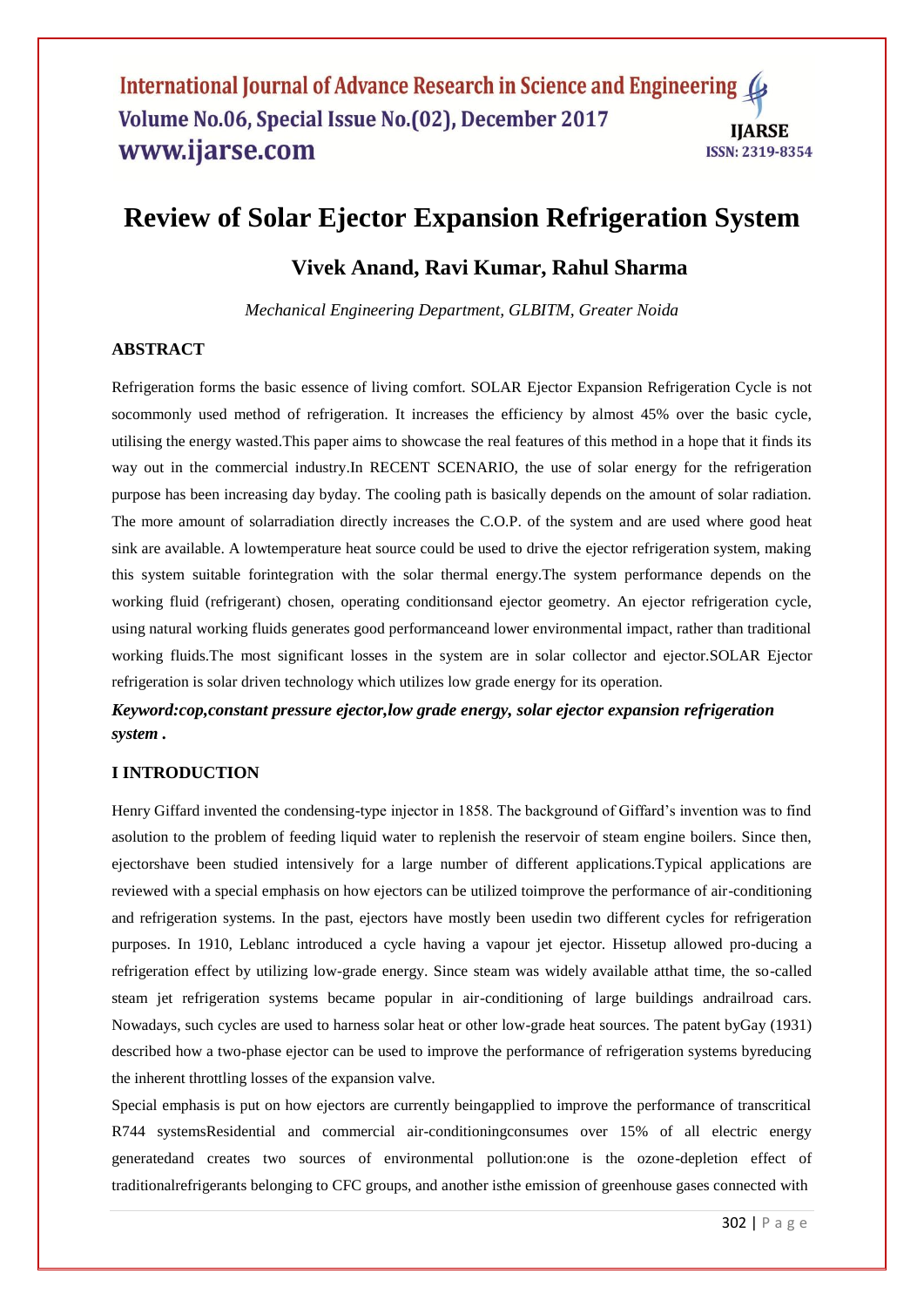# Review of Solar Ejector Expansion Refrigeration System

## Vivek Anand, Ravi Kumar, Rahul Sharma

*Mechanical Engineering Department, GLBITM, Greater Noida*

### ABSTRACT

Refrigeration forms the basic essence of living comfort. SOLAR Ejector Expansion Refrigeration Cycle is not socommonly used method of refrigeration. It increases the efficiency by almost 45% over the basic cycle, utilising the energy wasted.This paper aims to showcase the real features of this method in a hope that it finds its way out in the commercial industry.In RECENT SCENARIO, the use of solar energy for the refrigeration purpose has been increasing day byday. The cooling path is basically depends on the amount of solar radiation. The more amount of solarradiation directly increases the C.O.P. of the system and are used where good heat sink are available. A lowtemperature heat source could be used to drive the ejector refrigeration system, making this system suitable forintegration with the solar thermal energy.The system performance depends on the working fluid (refrigerant) chosen, operating conditionsand ejector geometry. An ejector refrigeration cycle, using natural working fluids generates good performanceand lower environmental impact, rather than traditional working fluids.The most significant losses in the system are in solar collector and ejector.SOLAR Ejector refrigeration is solar driven technology which utilizes low grade energy for its operation.

***Keyword:cop,constant pressure ejector,low grade energy, solar ejector expansion refrigeration system .***

### I INTRODUCTION

Henry Giffard invented the condensing-type injector in 1858. The background of Giffard's invention was to find asolution to the problem of feeding liquid water to replenish the reservoir of steam engine boilers. Since then, ejectorshave been studied intensively for a large number of different applications.Typical applications are reviewed with a special emphasis on how ejectors can be utilized toimprove the performance of air-conditioning and refrigeration systems. In the past, ejectors have mostly been usedin two different cycles for refrigeration purposes. In 1910, Leblanc introduced a cycle having a vapour jet ejector. Hissetup allowed pro-ducing a refrigeration effect by utilizing low-grade energy. Since steam was widely available atthat time, the so-called steam jet refrigeration systems became popular in air-conditioning of large buildings andrailroad cars. Nowadays, such cycles are used to harness solar heat or other low-grade heat sources. The patent byGay (1931) described how a two-phase ejector can be used to improve the performance of refrigeration systems byreducing the inherent throttling losses of the expansion valve.

Special emphasis is put on how ejectors are currently beingapplied to improve the performance of transcritical R744 systemsResidential and commercial air-conditioningconsumes over 15% of all electric energy generatedand creates two sources of environmental pollution:one is the ozone-depletion effect of traditionalrefrigerants belonging to CFC groups, and another isthe emission of greenhouse gases connected with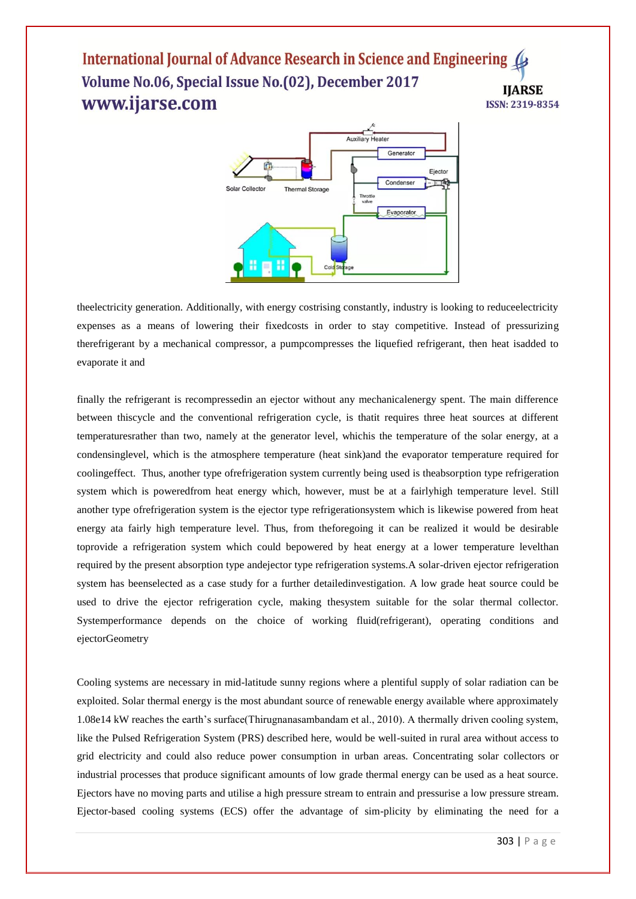theelectricity generation. Additionally, with energy costrising constantly, industry is looking to reduceelectricity expenses as a means of lowering their fixedcosts in order to stay competitive. Instead of pressurizing therefrigerant by a mechanical compressor, a pumpcompresses the liquefied refrigerant, then heat isadded to evaporate it and

finally the refrigerant is recompressedin an ejector without any mechanicalenergy spent. The main difference between thiscycle and the conventional refrigeration cycle, is thatit requires three heat sources at different temperaturesrather than two, namely at the generator level, whichis the temperature of the solar energy, at a condensinglevel, which is the atmosphere temperature (heat sink)and the evaporator temperature required for coolingeffect. Thus, another type ofrefrigeration system currently being used is theabsorption type refrigeration system which is poweredfrom heat energy which, however, must be at a fairlyhigh temperature level. Still another type ofrefrigeration system is the ejector type refrigerationsystem which is likewise powered from heat energy ata fairly high temperature level. Thus, from theforegoing it can be realized it would be desirable toprovide a refrigeration system which could bepowered by heat energy at a lower temperature levelthan required by the present absorption type andejector type refrigeration systems.A solar-driven ejector refrigeration system has beenselected as a case study for a further detailedinvestigation. A low grade heat source could be used to drive the ejector refrigeration cycle, making thesystem suitable for the solar thermal collector. Systemperformance depends on the choice of working fluid(refrigerant), operating conditions and ejectorGeometry

Cooling systems are necessary in mid-latitude sunny regions where a plentiful supply of solar radiation can be exploited. Solar thermal energy is the most abundant source of renewable energy available where approximately 1.08e14 kW reaches the earth's surface(Thirugnanasambandam et al., 2010). A thermally driven cooling system, like the Pulsed Refrigeration System (PRS) described here, would be well-suited in rural area without access to grid electricity and could also reduce power consumption in urban areas. Concentrating solar collectors or industrial processes that produce significant amounts of low grade thermal energy can be used as a heat source. Ejectors have no moving parts and utilise a high pressure stream to entrain and pressurise a low pressure stream. Ejector-based cooling systems (ECS) offer the advantage of sim-plicity by eliminating the need for a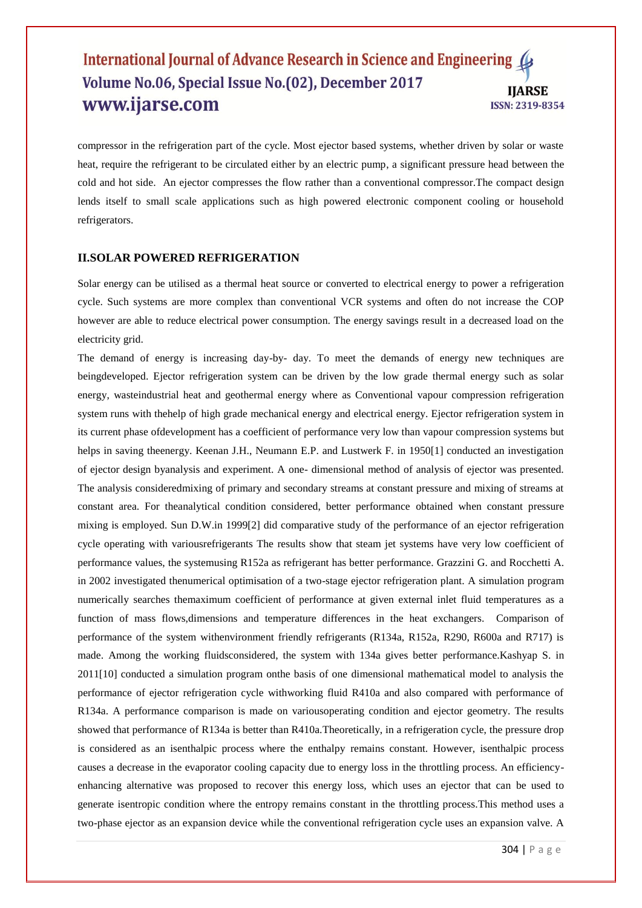compressor in the refrigeration part of the cycle. Most ejector based systems, whether driven by solar or waste heat, require the refrigerant to be circulated either by an electric pump, a significant pressure head between the cold and hot side. An ejector compresses the flow rather than a conventional compressor.The compact design lends itself to small scale applications such as high powered electronic component cooling or household refrigerators.

## II.SOLAR POWERED REFRIGERATION

Solar energy can be utilised as a thermal heat source or converted to electrical energy to power a refrigeration cycle. Such systems are more complex than conventional VCR systems and often do not increase the COP however are able to reduce electrical power consumption. The energy savings result in a decreased load on the electricity grid.

The demand of energy is increasing day-by- day. To meet the demands of energy new techniques are beingdeveloped. Ejector refrigeration system can be driven by the low grade thermal energy such as solar energy, wasteindustrial heat and geothermal energy where as Conventional vapour compression refrigeration system runs with thehelp of high grade mechanical energy and electrical energy. Ejector refrigeration system in its current phase ofdevelopment has a coefficient of performance very low than vapour compression systems but helps in saving theenergy. Keenan J.H., Neumann E.P. and Lustwerk F. in 1950[1] conducted an investigation of ejector design byanalysis and experiment. A one- dimensional method of analysis of ejector was presented. The analysis consideredmixing of primary and secondary streams at constant pressure and mixing of streams at constant area. For theanalytical condition considered, better performance obtained when constant pressure mixing is employed. Sun D.W.in 1999[2] did comparative study of the performance of an ejector refrigeration cycle operating with variousrefrigerants The results show that steam jet systems have very low coefficient of performance values, the systemusing R152a as refrigerant has better performance. Grazzini G. and Rocchetti A. in 2002 investigated thenumerical optimisation of a two-stage ejector refrigeration plant. A simulation program numerically searches themaximum coefficient of performance at given external inlet fluid temperatures as a function of mass flows,dimensions and temperature differences in the heat exchangers. Comparison of performance of the system withenvironment friendly refrigerants (R134a, R152a, R290, R600a and R717) is made. Among the working fluidsconsidered, the system with 134a gives better performance.Kashyap S. in 2011[10] conducted a simulation program onthe basis of one dimensional mathematical model to analysis the performance of ejector refrigeration cycle withworking fluid R410a and also compared with performance of R134a. A performance comparison is made on variousoperating condition and ejector geometry. The results showed that performance of R134a is better than R410a.Theoretically, in a refrigeration cycle, the pressure drop is considered as an isenthalpic process where the enthalpy remains constant. However, isenthalpic process causes a decrease in the evaporator cooling capacity due to energy loss in the throttling process. An efficiency-enhancing alternative was proposed to recover this energy loss, which uses an ejector that can be used to generate isentropic condition where the entropy remains constant in the throttling process.This method uses a two-phase ejector as an expansion device while the conventional refrigeration cycle uses an expansion valve. A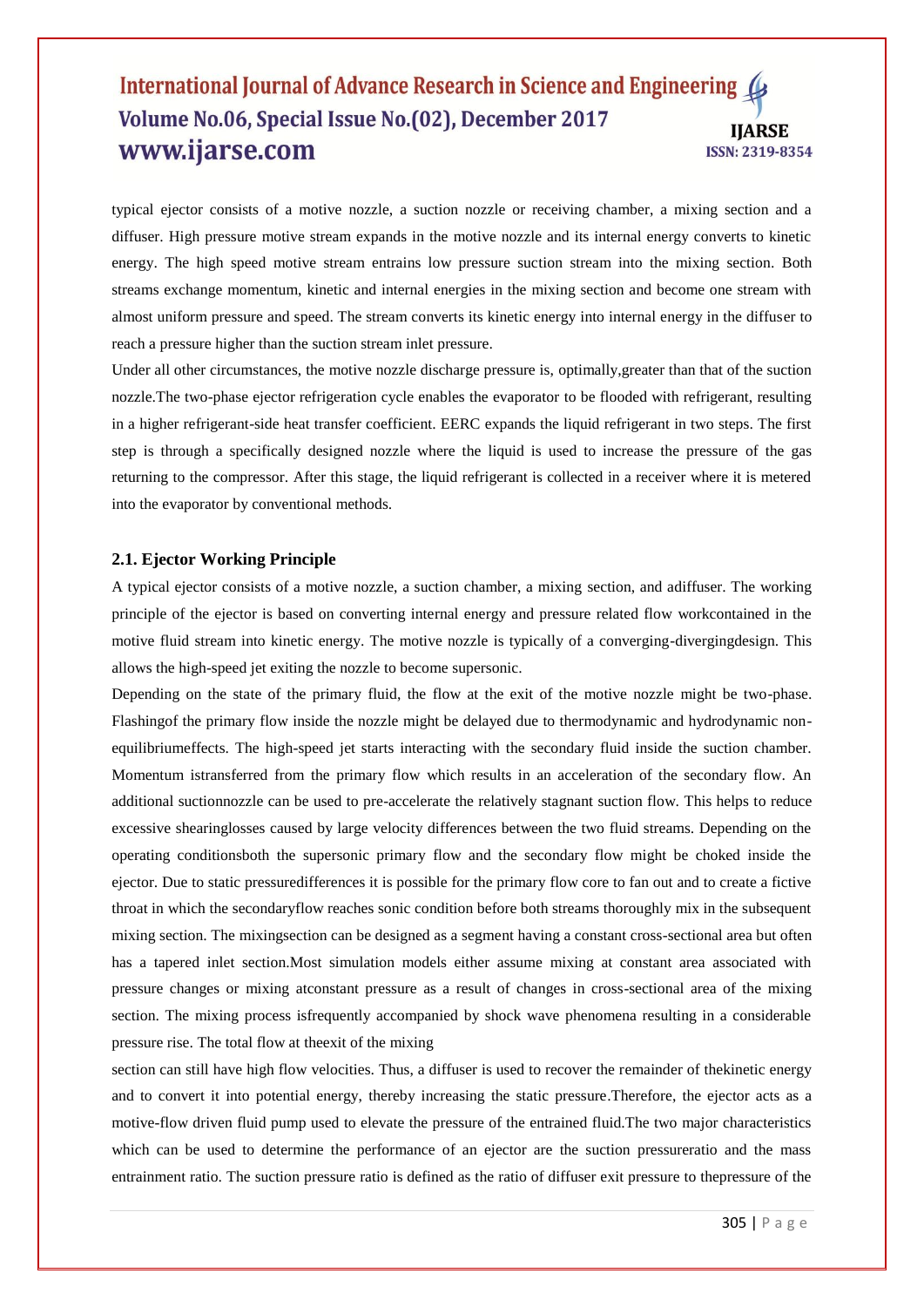typical ejector consists of a motive nozzle, a suction nozzle or receiving chamber, a mixing section and a diffuser. High pressure motive stream expands in the motive nozzle and its internal energy converts to kinetic energy. The high speed motive stream entrains low pressure suction stream into the mixing section. Both streams exchange momentum, kinetic and internal energies in the mixing section and become one stream with almost uniform pressure and speed. The stream converts its kinetic energy into internal energy in the diffuser to reach a pressure higher than the suction stream inlet pressure.

Under all other circumstances, the motive nozzle discharge pressure is, optimally,greater than that of the suction nozzle.The two-phase ejector refrigeration cycle enables the evaporator to be flooded with refrigerant, resulting in a higher refrigerant-side heat transfer coefficient. EERC expands the liquid refrigerant in two steps. The first step is through a specifically designed nozzle where the liquid is used to increase the pressure of the gas returning to the compressor. After this stage, the liquid refrigerant is collected in a receiver where it is metered into the evaporator by conventional methods.

### 2.1. Ejector Working Principle

A typical ejector consists of a motive nozzle, a suction chamber, a mixing section, and adiffuser. The working principle of the ejector is based on converting internal energy and pressure related flow workcontained in the motive fluid stream into kinetic energy. The motive nozzle is typically of a converging-divergingdesign. This allows the high-speed jet exiting the nozzle to become supersonic.

Depending on the state of the primary fluid, the flow at the exit of the motive nozzle might be two-phase. Flashingof the primary flow inside the nozzle might be delayed due to thermodynamic and hydrodynamic non-equilibriumeffects. The high-speed jet starts interacting with the secondary fluid inside the suction chamber. Momentum istransferred from the primary flow which results in an acceleration of the secondary flow. An additional suctionnozzle can be used to pre-accelerate the relatively stagnant suction flow. This helps to reduce excessive shearinglosses caused by large velocity differences between the two fluid streams. Depending on the operating conditionsboth the supersonic primary flow and the secondary flow might be choked inside the ejector. Due to static pressuredifferences it is possible for the primary flow core to fan out and to create a fictive throat in which the secondaryflow reaches sonic condition before both streams thoroughly mix in the subsequent mixing section. The mixingsection can be designed as a segment having a constant cross-sectional area but often has a tapered inlet section.Most simulation models either assume mixing at constant area associated with pressure changes or mixing atconstant pressure as a result of changes in cross-sectional area of the mixing section. The mixing process isfrequently accompanied by shock wave phenomena resulting in a considerable pressure rise. The total flow at theexit of the mixing

section can still have high flow velocities. Thus, a diffuser is used to recover the remainder of thekinetic energy and to convert it into potential energy, thereby increasing the static pressure.Therefore, the ejector acts as a motive-flow driven fluid pump used to elevate the pressure of the entrained fluid.The two major characteristics which can be used to determine the performance of an ejector are the suction pressureratio and the mass entrainment ratio. The suction pressure ratio is defined as the ratio of diffuser exit pressure to thepressure of the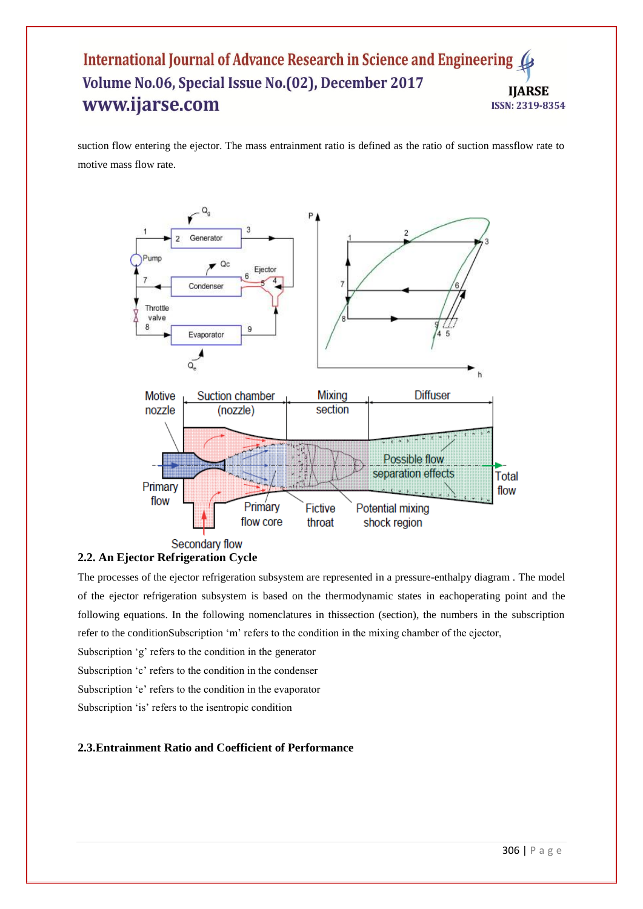suction flow entering the ejector. The mass entrainment ratio is defined as the ratio of suction massflow rate to motive mass flow rate.

### 2.2. An Ejector Refrigeration Cycle

The processes of the ejector refrigeration subsystem are represented in a pressure-enthalpy diagram . The model of the ejector refrigeration subsystem is based on the thermodynamic states in eachoperating point and the following equations. In the following nomenclatures in thissection (section), the numbers in the subscription refer to the conditionSubscription 'm' refers to the condition in the mixing chamber of the ejector,

Subscription 'g' refers to the condition in the generator

Subscription 'c' refers to the condition in the condenser

Subscription 'e' refers to the condition in the evaporator

Subscription 'is' refers to the isentropic condition

### 2.3.Entrainment Ratio and Coefficient of Performance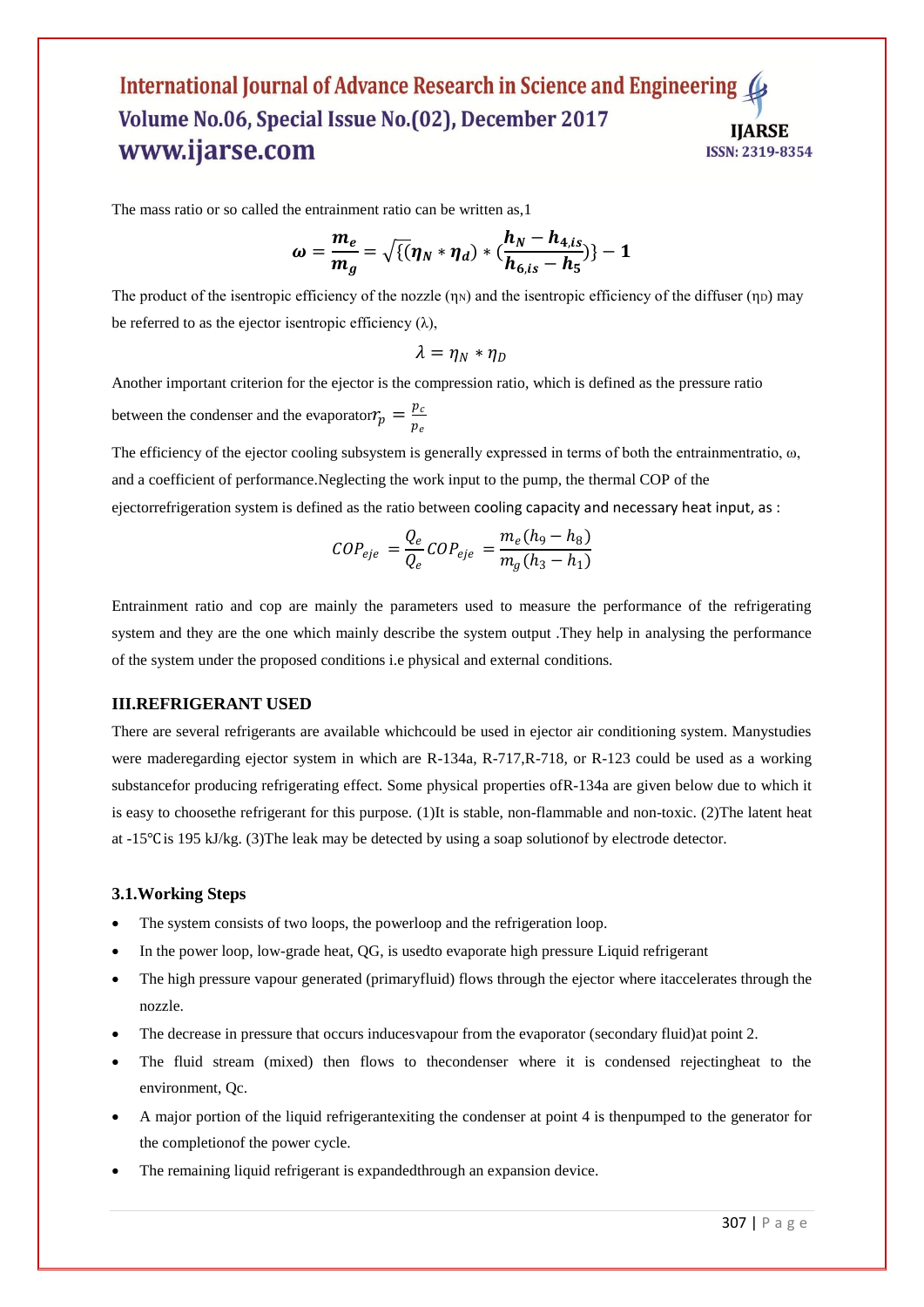The mass ratio or so called the entrainment ratio can be written as,1

$$\boldsymbol{\omega} = \frac{\boldsymbol{m_e}}{\boldsymbol{m_g}} = \sqrt{\{(\boldsymbol{\eta_N} * \boldsymbol{\eta_d}) * (\frac{\boldsymbol{h_N} - \boldsymbol{h_{4,is}}}{\boldsymbol{h_{6,is}} - \boldsymbol{h_5}})\}} - \mathbf{1}$$

The product of the isentropic efficiency of the nozzle ($\eta_N$) and the isentropic efficiency of the diffuser ($\eta_D$) may be referred to as the ejector isentropic efficiency ($\lambda$),

$$\lambda = \eta_N * \eta_D$$

Another important criterion for the ejector is the compression ratio, which is defined as the pressure ratio between the condenser and the evaporator$r_p = \frac{p_c}{p_e}$

The efficiency of the ejector cooling subsystem is generally expressed in terms of both the entrainmentratio, ω, and a coefficient of performance.Neglecting the work input to the pump, the thermal COP of the ejectorrefrigeration system is defined as the ratio between cooling capacity and necessary heat input, as :

$$COP_{eje} = \frac{Q_e}{Q_e} COP_{eje} = \frac{m_e(h_9 - h_8)}{m_g(h_3 - h_1)}$$

Entrainment ratio and cop are mainly the parameters used to measure the performance of the refrigerating system and they are the one which mainly describe the system output .They help in analysing the performance of the system under the proposed conditions i.e physical and external conditions.

## III.REFRIGERANT USED

There are several refrigerants are available whichcould be used in ejector air conditioning system. Manystudies were maderegarding ejector system in which are R-134a, R-717,R-718, or R-123 could be used as a working substancefor producing refrigerating effect. Some physical properties ofR-134a are given below due to which it is easy to choosethe refrigerant for this purpose. (1)It is stable, non-flammable and non-toxic. (2)The latent heat at -15℃is 195 kJ/kg. (3)The leak may be detected by using a soap solutionof by electrode detector.

### 3.1.Working Steps

- The system consists of two loops, the powerloop and the refrigeration loop.
- In the power loop, low-grade heat, QG, is usedto evaporate high pressure Liquid refrigerant
- The high pressure vapour generated (primaryfluid) flows through the ejector where itaccelerates through the nozzle.
- The decrease in pressure that occurs inducesvapour from the evaporator (secondary fluid)at point 2.
- The fluid stream (mixed) then flows to thecondenser where it is condensed rejectingheat to the environment, Qc.
- A major portion of the liquid refrigerantexiting the condenser at point 4 is thenpumped to the generator for the completionof the power cycle.
- The remaining liquid refrigerant is expandedthrough an expansion device.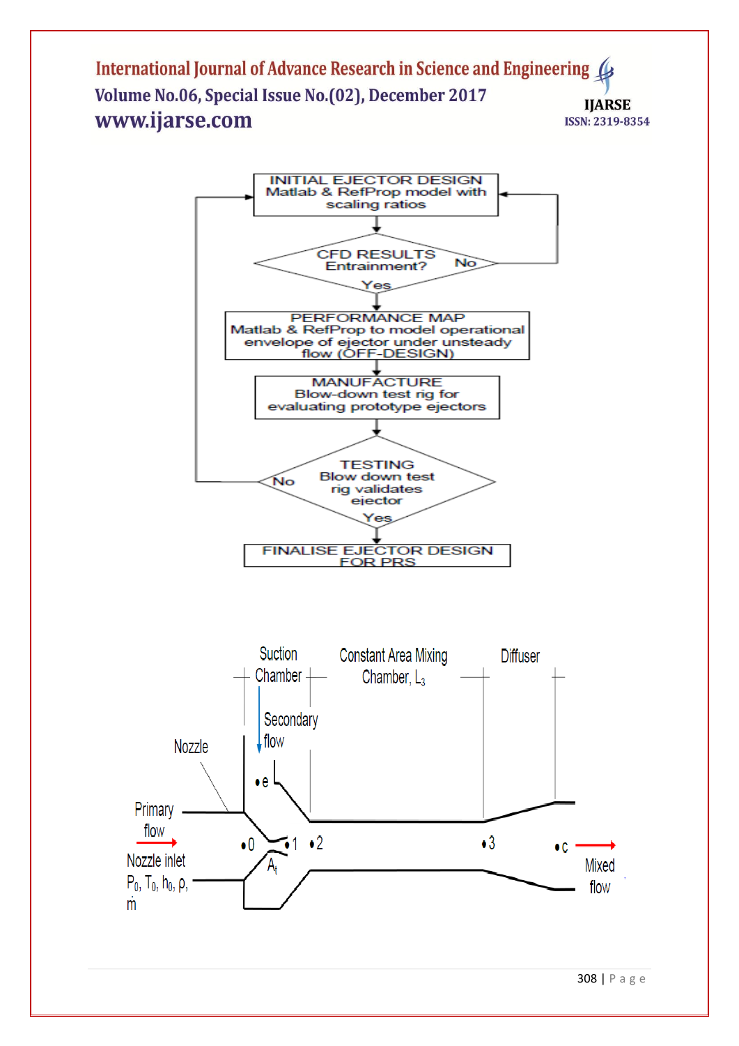INITIAL EJECTOR DESIGN
Matlab & RefProp model with scaling ratios

CFD RESULTS
Entrainment?
No / Yes

PERFORMANCE MAP
Matlab & RefProp to model operational envelope of ejector under unsteady flow (OFF-DESIGN)

MANUFACTURE
Blow-down test rig for evaluating prototype ejectors

TESTING
Blow down test rig validates ejector
No / Yes

FINALISE EJECTOR DESIGN FOR PRS

Suction Chamber

Constant Area Mixing Chamber, $L_3$

Diffuser

Secondary flow

Nozzle

Primary flow

Nozzle inlet

$P_0$, $T_0$, $h_0$, $\rho$, $\dot{m}$

$A_t$

•e •0 •1 •2 •3 •c

Mixed flow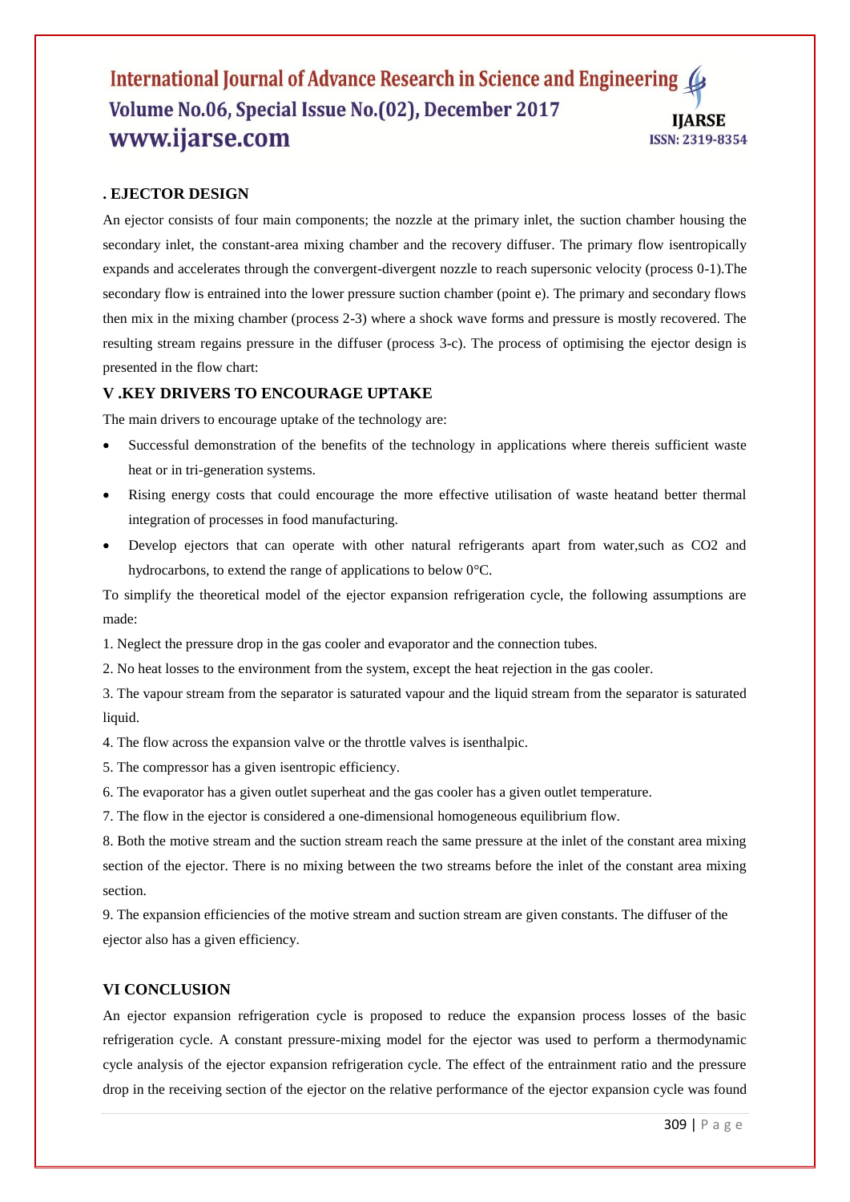## . EJECTOR DESIGN

An ejector consists of four main components; the nozzle at the primary inlet, the suction chamber housing the secondary inlet, the constant-area mixing chamber and the recovery diffuser. The primary flow isentropically expands and accelerates through the convergent-divergent nozzle to reach supersonic velocity (process 0-1).The secondary flow is entrained into the lower pressure suction chamber (point e). The primary and secondary flows then mix in the mixing chamber (process 2-3) where a shock wave forms and pressure is mostly recovered. The resulting stream regains pressure in the diffuser (process 3-c). The process of optimising the ejector design is presented in the flow chart:

## V .KEY DRIVERS TO ENCOURAGE UPTAKE

The main drivers to encourage uptake of the technology are:

- Successful demonstration of the benefits of the technology in applications where thereis sufficient waste heat or in tri-generation systems.
- Rising energy costs that could encourage the more effective utilisation of waste heatand better thermal integration of processes in food manufacturing.
- Develop ejectors that can operate with other natural refrigerants apart from water,such as $CO_2$ and hydrocarbons, to extend the range of applications to below 0°C.

To simplify the theoretical model of the ejector expansion refrigeration cycle, the following assumptions are made:

1. Neglect the pressure drop in the gas cooler and evaporator and the connection tubes.
2. No heat losses to the environment from the system, except the heat rejection in the gas cooler.
3. The vapour stream from the separator is saturated vapour and the liquid stream from the separator is saturated liquid.
4. The flow across the expansion valve or the throttle valves is isenthalpic.
5. The compressor has a given isentropic efficiency.
6. The evaporator has a given outlet superheat and the gas cooler has a given outlet temperature.
7. The flow in the ejector is considered a one-dimensional homogeneous equilibrium flow.
8. Both the motive stream and the suction stream reach the same pressure at the inlet of the constant area mixing section of the ejector. There is no mixing between the two streams before the inlet of the constant area mixing section.
9. The expansion efficiencies of the motive stream and suction stream are given constants. The diffuser of the ejector also has a given efficiency.

## VI CONCLUSION

An ejector expansion refrigeration cycle is proposed to reduce the expansion process losses of the basic refrigeration cycle. A constant pressure-mixing model for the ejector was used to perform a thermodynamic cycle analysis of the ejector expansion refrigeration cycle. The effect of the entrainment ratio and the pressure drop in the receiving section of the ejector on the relative performance of the ejector expansion cycle was found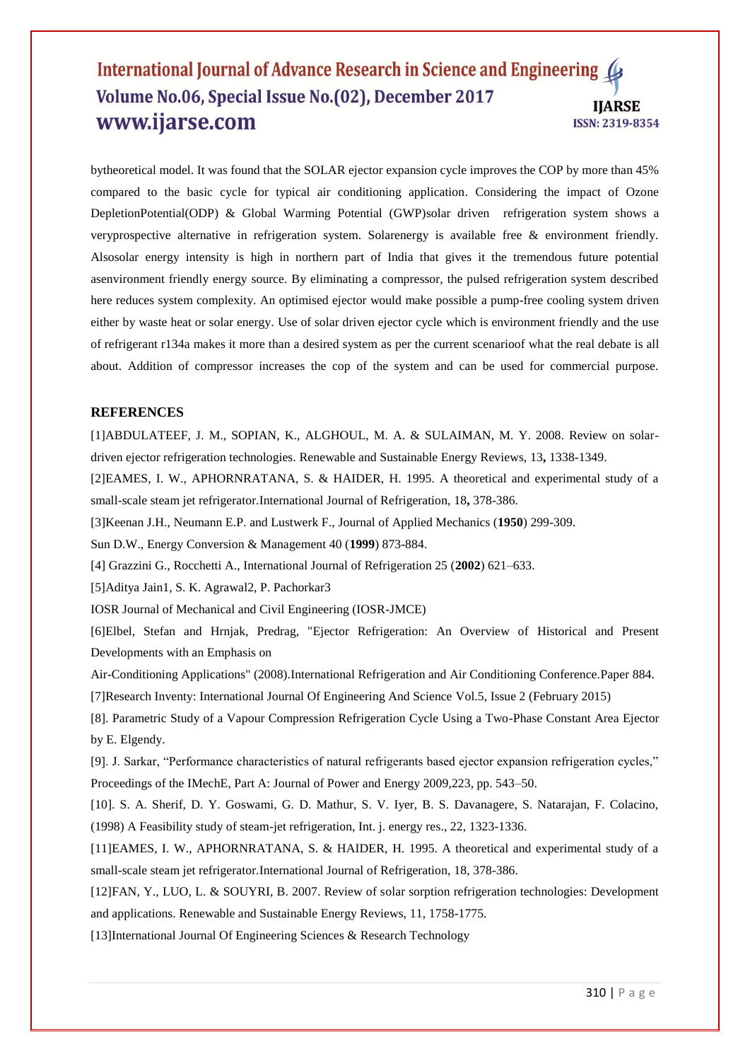bytheoretical model. It was found that the SOLAR ejector expansion cycle improves the COP by more than 45% compared to the basic cycle for typical air conditioning application. Considering the impact of Ozone DepletionPotential(ODP) & Global Warming Potential (GWP)solar driven refrigeration system shows a veryprospective alternative in refrigeration system. Solarenergy is available free & environment friendly. Alsosolar energy intensity is high in northern part of India that gives it the tremendous future potential asenvironment friendly energy source. By eliminating a compressor, the pulsed refrigeration system described here reduces system complexity. An optimised ejector would make possible a pump-free cooling system driven either by waste heat or solar energy. Use of solar driven ejector cycle which is environment friendly and the use of refrigerant r134a makes it more than a desired system as per the current scenarioof what the real debate is all about. Addition of compressor increases the cop of the system and can be used for commercial purpose.

## REFERENCES

[1]ABDULATEEF, J. M., SOPIAN, K., ALGHOUL, M. A. & SULAIMAN, M. Y. 2008. Review on solar-driven ejector refrigeration technologies. Renewable and Sustainable Energy Reviews, 13**,** 1338-1349.

[2]EAMES, I. W., APHORNRATANA, S. & HAIDER, H. 1995. A theoretical and experimental study of a small-scale steam jet refrigerator.International Journal of Refrigeration, 18**,** 378-386.

[3]Keenan J.H., Neumann E.P. and Lustwerk F., Journal of Applied Mechanics (**1950**) 299-309.

Sun D.W., Energy Conversion & Management 40 (**1999**) 873-884.

[4] Grazzini G., Rocchetti A., International Journal of Refrigeration 25 (**2002**) 621–633.

[5]Aditya Jain1, S. K. Agrawal2, P. Pachorkar3

IOSR Journal of Mechanical and Civil Engineering (IOSR-JMCE)

[6]Elbel, Stefan and Hrnjak, Predrag, "Ejector Refrigeration: An Overview of Historical and Present Developments with an Emphasis on

Air-Conditioning Applications" (2008).International Refrigeration and Air Conditioning Conference.Paper 884.

[7]Research Inventy: International Journal Of Engineering And Science Vol.5, Issue 2 (February 2015)

[8]. Parametric Study of a Vapour Compression Refrigeration Cycle Using a Two-Phase Constant Area Ejector by E. Elgendy.

[9]. J. Sarkar, "Performance characteristics of natural refrigerants based ejector expansion refrigeration cycles," Proceedings of the IMechE, Part A: Journal of Power and Energy 2009,223, pp. 543–50.

[10]. S. A. Sherif, D. Y. Goswami, G. D. Mathur, S. V. Iyer, B. S. Davanagere, S. Natarajan, F. Colacino, (1998) A Feasibility study of steam-jet refrigeration, Int. j. energy res., 22, 1323-1336.

[11]EAMES, I. W., APHORNRATANA, S. & HAIDER, H. 1995. A theoretical and experimental study of a small-scale steam jet refrigerator.International Journal of Refrigeration, 18, 378-386.

[12]FAN, Y., LUO, L. & SOUYRI, B. 2007. Review of solar sorption refrigeration technologies: Development and applications. Renewable and Sustainable Energy Reviews, 11, 1758-1775.

[13]International Journal Of Engineering Sciences & Research Technology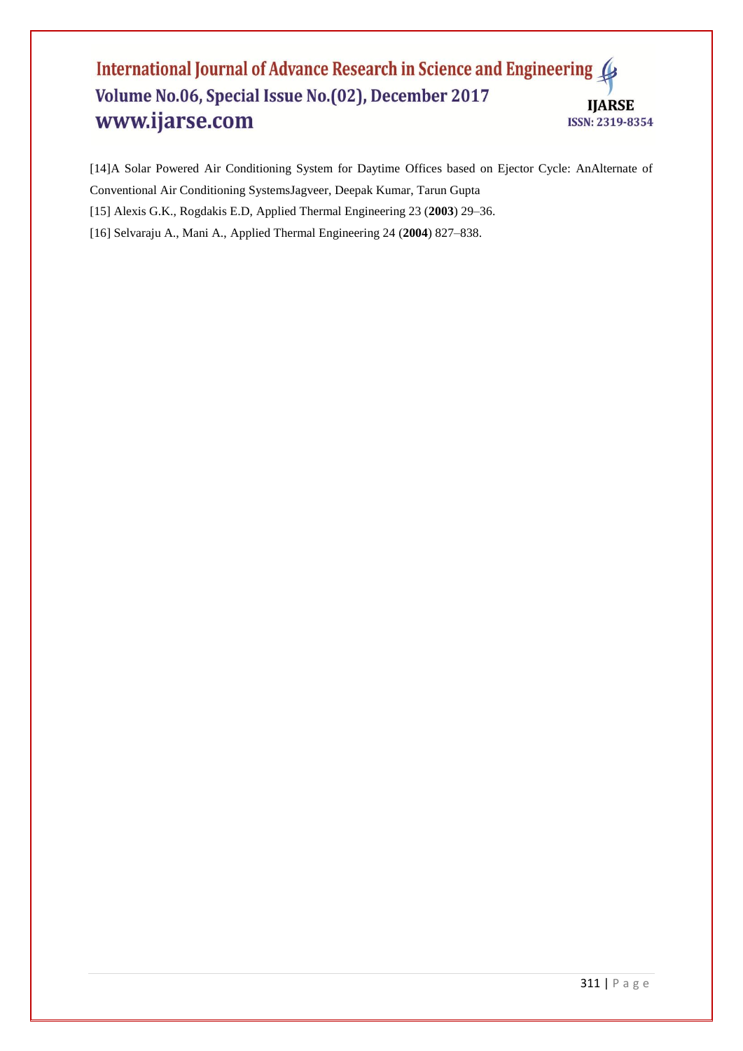[14]A Solar Powered Air Conditioning System for Daytime Offices based on Ejector Cycle: AnAlternate of Conventional Air Conditioning SystemsJagveer, Deepak Kumar, Tarun Gupta

[15] Alexis G.K., Rogdakis E.D, Applied Thermal Engineering 23 (**2003**) 29–36.

[16] Selvaraju A., Mani A., Applied Thermal Engineering 24 (**2004**) 827–838.